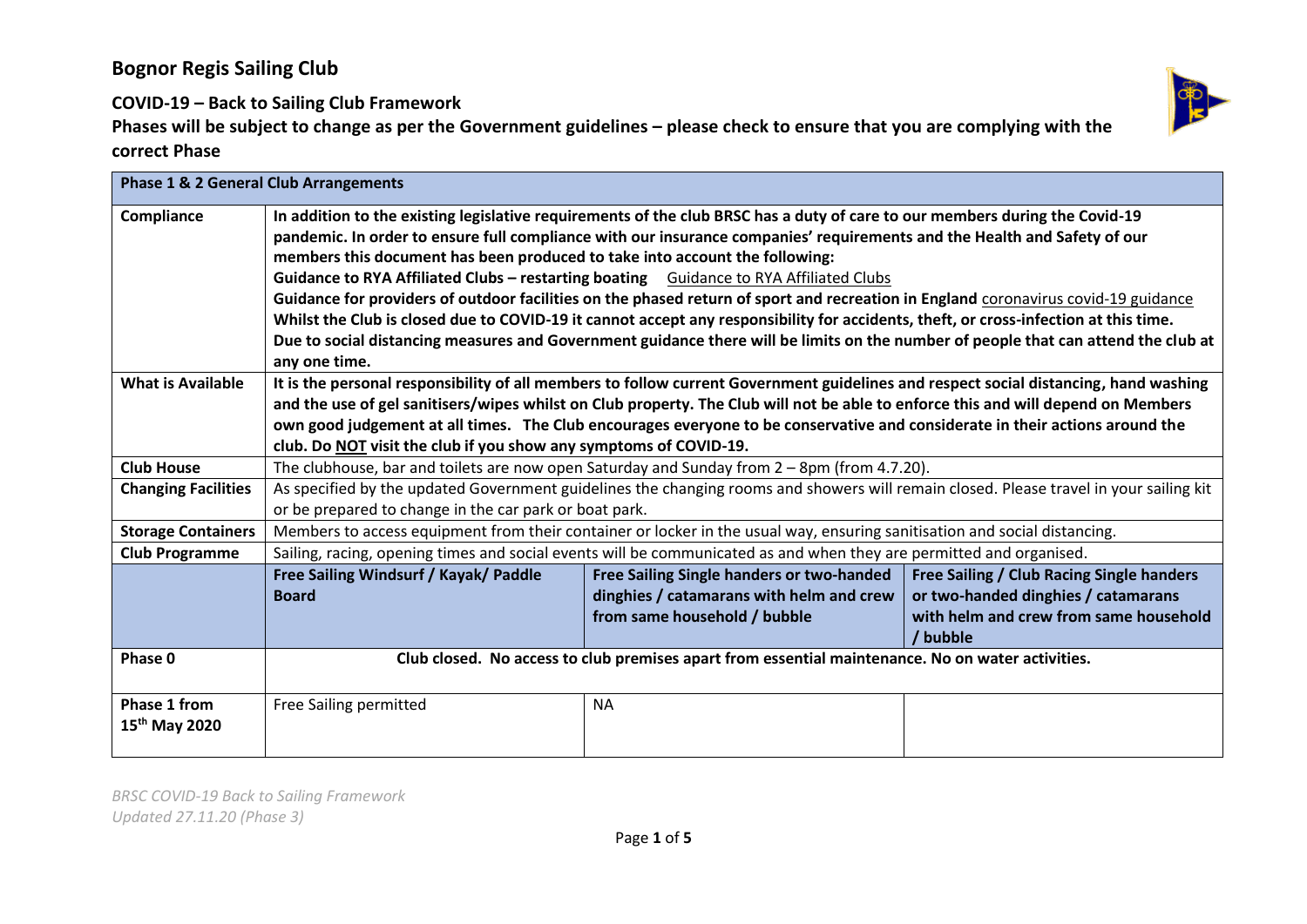# Bognor Regis Sailing Club

## COVID-19 – Back to Sailing Club Framework

**Phases will be subject to change as per the Government guidelines – please check to ensure that you are complying with the correct Phase**

| **Phase 1 & 2 General Club Arrangements** | | | |
|---|---|---|---|
| **Compliance** | **In addition to the existing legislative requirements of the club BRSC has a duty of care to our members during the Covid-19 pandemic. In order to ensure full compliance with our insurance companies' requirements and the Health and Safety of our members this document has been produced to take into account the following: Guidance to RYA Affiliated Clubs – restarting boating** Guidance to RYA Affiliated Clubs **Guidance for providers of outdoor facilities on the phased return of sport and recreation in England** coronavirus covid-19 guidance **Whilst the Club is closed due to COVID-19 it cannot accept any responsibility for accidents, theft, or cross-infection at this time. Due to social distancing measures and Government guidance there will be limits on the number of people that can attend the club at any one time.** | | |
| **What is Available** | **It is the personal responsibility of all members to follow current Government guidelines and respect social distancing, hand washing and the use of gel sanitisers/wipes whilst on Club property. The Club will not be able to enforce this and will depend on Members own good judgement at all times. The Club encourages everyone to be conservative and considerate in their actions around the club. Do NOT visit the club if you show any symptoms of COVID-19.** | | |
| **Club House** | The clubhouse, bar and toilets are now open Saturday and Sunday from 2 – 8pm (from 4.7.20). | | |
| **Changing Facilities** | As specified by the updated Government guidelines the changing rooms and showers will remain closed. Please travel in your sailing kit or be prepared to change in the car park or boat park. | | |
| **Storage Containers** | Members to access equipment from their container or locker in the usual way, ensuring sanitisation and social distancing. | | |
| **Club Programme** | Sailing, racing, opening times and social events will be communicated as and when they are permitted and organised. | | |
| | **Free Sailing Windsurf / Kayak/ Paddle Board** | **Free Sailing Single handers or two-handed dinghies / catamarans with helm and crew from same household / bubble** | **Free Sailing / Club Racing Single handers or two-handed dinghies / catamarans with helm and crew from same household / bubble** |
| **Phase 0** | **Club closed. No access to club premises apart from essential maintenance. No on water activities.** | | |
| **Phase 1 from 15th May 2020** | Free Sailing permitted | NA | |

*BRSC COVID-19 Back to Sailing Framework*
*Updated 27.11.20 (Phase 3)*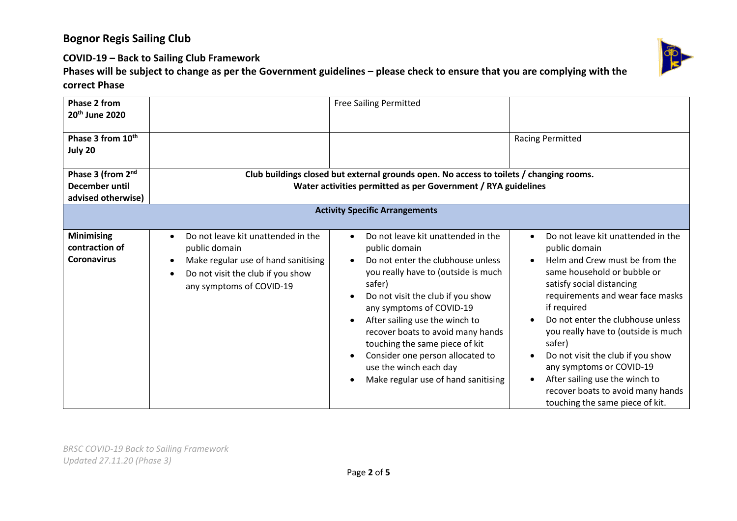# Bognor Regis Sailing Club

## COVID-19 – Back to Sailing Club Framework

**Phases will be subject to change as per the Government guidelines – please check to ensure that you are complying with the correct Phase**

| | | | |
|---|---|---|---|
| **Phase 2 from 20th June 2020** | | Free Sailing Permitted | |
| **Phase 3 from 10th July 20** | | | Racing Permitted |
| **Phase 3 (from 2nd December until advised otherwise)** | **Club buildings closed but external grounds open. No access to toilets / changing rooms. Water activities permitted as per Government / RYA guidelines** | | |
| **Activity Specific Arrangements** | | | |
| **Minimising contraction of Coronavirus** | • Do not leave kit unattended in the public domain<br>• Make regular use of hand sanitising<br>• Do not visit the club if you show any symptoms of COVID-19 | • Do not leave kit unattended in the public domain<br>• Do not enter the clubhouse unless you really have to (outside is much safer)<br>• Do not visit the club if you show any symptoms of COVID-19<br>• After sailing use the winch to recover boats to avoid many hands touching the same piece of kit<br>• Consider one person allocated to use the winch each day<br>• Make regular use of hand sanitising | • Do not leave kit unattended in the public domain<br>• Helm and Crew must be from the same household or bubble or satisfy social distancing requirements and wear face masks if required<br>• Do not enter the clubhouse unless you really have to (outside is much safer)<br>• Do not visit the club if you show any symptoms or COVID-19<br>• After sailing use the winch to recover boats to avoid many hands touching the same piece of kit. |

*BRSC COVID-19 Back to Sailing Framework*
*Updated 27.11.20 (Phase 3)*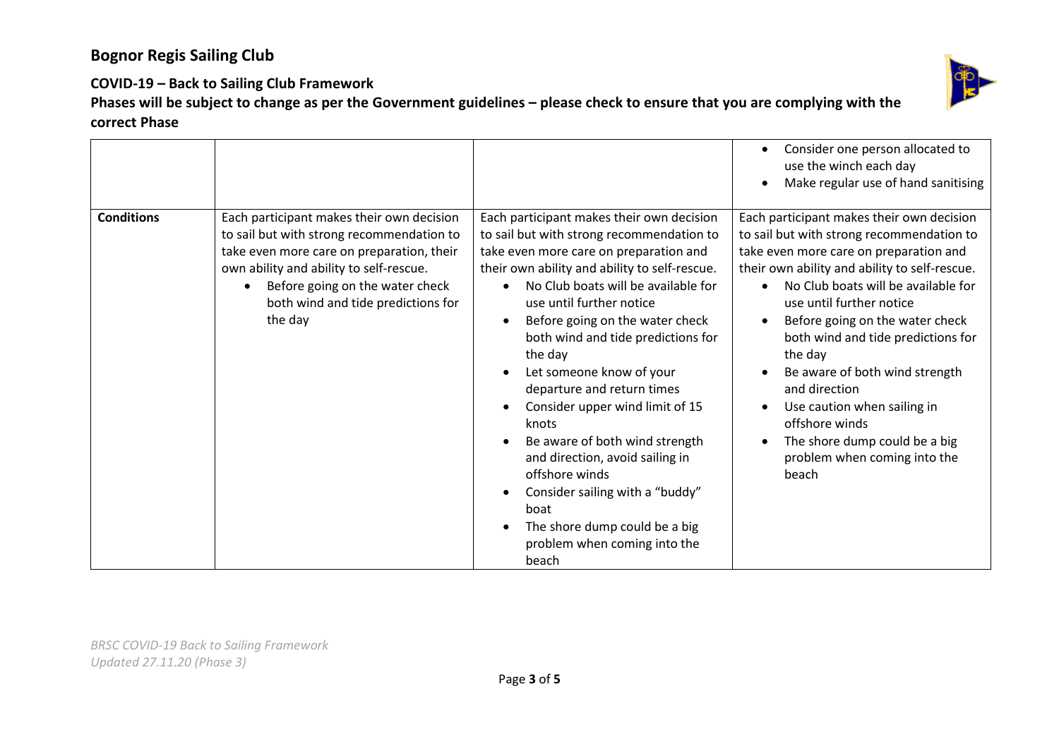## Bognor Regis Sailing Club

### COVID-19 – Back to Sailing Club Framework

**Phases will be subject to change as per the Government guidelines – please check to ensure that you are complying with the correct Phase**

| | | | |
|---|---|---|---|
| | | | • Consider one person allocated to use the winch each day<br>• Make regular use of hand sanitising |
| **Conditions** | Each participant makes their own decision to sail but with strong recommendation to take even more care on preparation, their own ability and ability to self-rescue.<br>• Before going on the water check both wind and tide predictions for the day | Each participant makes their own decision to sail but with strong recommendation to take even more care on preparation and their own ability and ability to self-rescue.<br>• No Club boats will be available for use until further notice<br>• Before going on the water check both wind and tide predictions for the day<br>• Let someone know of your departure and return times<br>• Consider upper wind limit of 15 knots<br>• Be aware of both wind strength and direction, avoid sailing in offshore winds<br>• Consider sailing with a "buddy" boat<br>• The shore dump could be a big problem when coming into the beach | Each participant makes their own decision to sail but with strong recommendation to take even more care on preparation and their own ability and ability to self-rescue.<br>• No Club boats will be available for use until further notice<br>• Before going on the water check both wind and tide predictions for the day<br>• Be aware of both wind strength and direction<br>• Use caution when sailing in offshore winds<br>• The shore dump could be a big problem when coming into the beach |

*BRSC COVID-19 Back to Sailing Framework*
*Updated 27.11.20 (Phase 3)*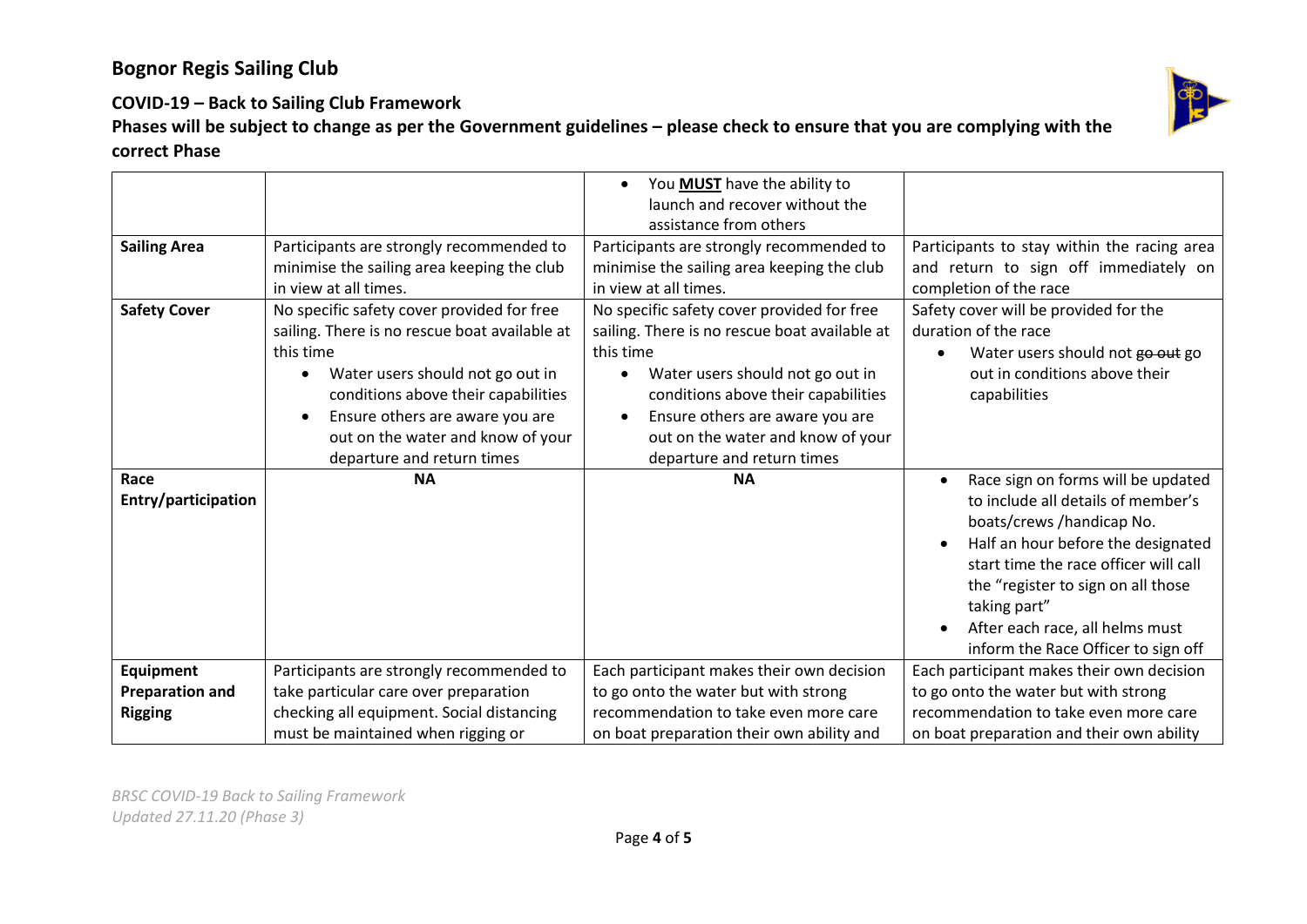# Bognor Regis Sailing Club

## COVID-19 – Back to Sailing Club Framework

**Phases will be subject to change as per the Government guidelines – please check to ensure that you are complying with the correct Phase**

| | | | |
|---|---|---|---|
| | | • You **MUST** have the ability to launch and recover without the assistance from others | |
| **Sailing Area** | Participants are strongly recommended to minimise the sailing area keeping the club in view at all times. | Participants are strongly recommended to minimise the sailing area keeping the club in view at all times. | Participants to stay within the racing area and return to sign off immediately on completion of the race |
| **Safety Cover** | No specific safety cover provided for free sailing. There is no rescue boat available at this time<br>• Water users should not go out in conditions above their capabilities<br>• Ensure others are aware you are out on the water and know of your departure and return times | No specific safety cover provided for free sailing. There is no rescue boat available at this time<br>• Water users should not go out in conditions above their capabilities<br>• Ensure others are aware you are out on the water and know of your departure and return times | Safety cover will be provided for the duration of the race<br>• Water users should not ~~go out~~ go out in conditions above their capabilities |
| **Race Entry/participation** | **NA** | **NA** | • Race sign on forms will be updated to include all details of member's boats/crews /handicap No.<br>• Half an hour before the designated start time the race officer will call the "register to sign on all those taking part"<br>• After each race, all helms must inform the Race Officer to sign off |
| **Equipment Preparation and Rigging** | Participants are strongly recommended to take particular care over preparation checking all equipment. Social distancing must be maintained when rigging or | Each participant makes their own decision to go onto the water but with strong recommendation to take even more care on boat preparation their own ability and | Each participant makes their own decision to go onto the water but with strong recommendation to take even more care on boat preparation and their own ability |

*BRSC COVID-19 Back to Sailing Framework*
*Updated 27.11.20 (Phase 3)*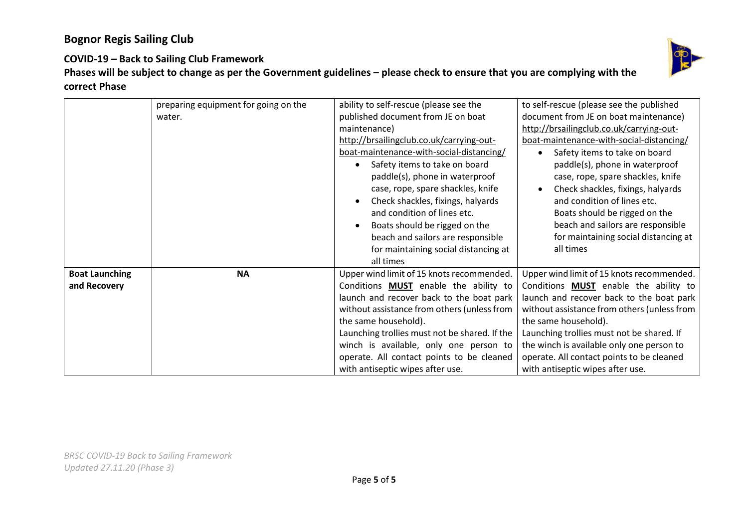# Bognor Regis Sailing Club

### COVID-19 – Back to Sailing Club Framework

### Phases will be subject to change as per the Government guidelines – please check to ensure that you are complying with the correct Phase

| | | | |
|---|---|---|---|
| | preparing equipment for going on the water. | ability to self-rescue (please see the published document from JE on boat maintenance) http://brsailingclub.co.uk/carrying-out-boat-maintenance-with-social-distancing/ <br>• Safety items to take on board paddle(s), phone in waterproof case, rope, spare shackles, knife <br>• Check shackles, fixings, halyards and condition of lines etc. <br>• Boats should be rigged on the beach and sailors are responsible for maintaining social distancing at all times | to self-rescue (please see the published document from JE on boat maintenance) http://brsailingclub.co.uk/carrying-out-boat-maintenance-with-social-distancing/ <br>• Safety items to take on board paddle(s), phone in waterproof case, rope, spare shackles, knife <br>• Check shackles, fixings, halyards and condition of lines etc. Boats should be rigged on the beach and sailors are responsible for maintaining social distancing at all times |
| **Boat Launching and Recovery** | **NA** | Upper wind limit of 15 knots recommended. Conditions **MUST** enable the ability to launch and recover back to the boat park without assistance from others (unless from the same household). Launching trollies must not be shared. If the winch is available, only one person to operate. All contact points to be cleaned with antiseptic wipes after use. | Upper wind limit of 15 knots recommended. Conditions **MUST** enable the ability to launch and recover back to the boat park without assistance from others (unless from the same household). Launching trollies must not be shared. If the winch is available only one person to operate. All contact points to be cleaned with antiseptic wipes after use. |

*BRSC COVID-19 Back to Sailing Framework*
*Updated 27.11.20 (Phase 3)*